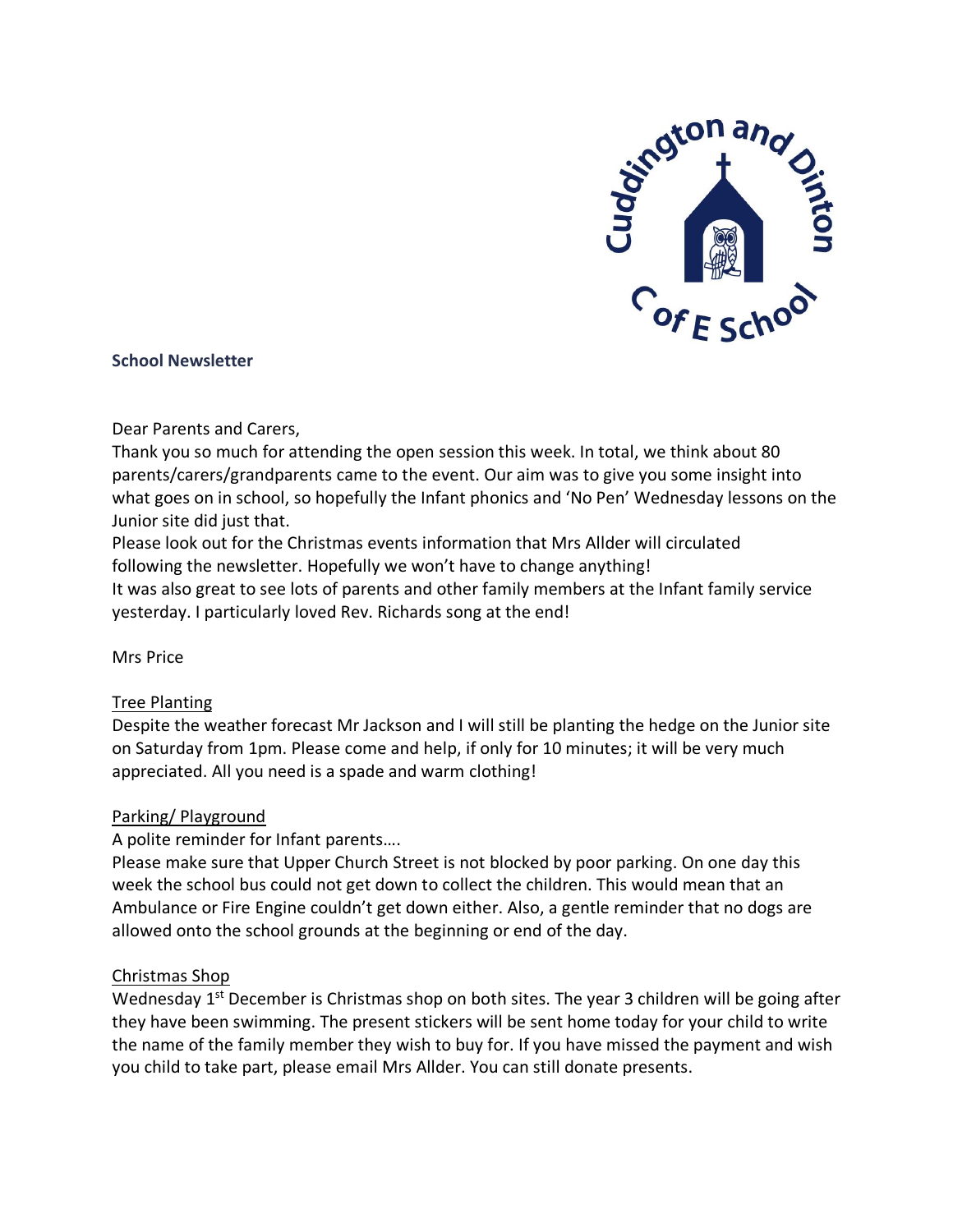**School Newsletter**

Dear Parents and Carers,

Thank you so much for attending the open session this week. In total, we think about 80 parents/carers/grandparents came to the event. Our aim was to give you some insight into what goes on in school, so hopefully the Infant phonics and 'No Pen' Wednesday lessons on the Junior site did just that.

Please look out for the Christmas events information that Mrs Allder will circulated following the newsletter. Hopefully we won't have to change anything!

It was also great to see lots of parents and other family members at the Infant family service yesterday. I particularly loved Rev. Richards song at the end!

Mrs Price

## Tree Planting

Despite the weather forecast Mr Jackson and I will still be planting the hedge on the Junior site on Saturday from 1pm. Please come and help, if only for 10 minutes; it will be very much appreciated. All you need is a spade and warm clothing!

## Parking/ Playground

A polite reminder for Infant parents….

Please make sure that Upper Church Street is not blocked by poor parking. On one day this week the school bus could not get down to collect the children. This would mean that an Ambulance or Fire Engine couldn't get down either. Also, a gentle reminder that no dogs are allowed onto the school grounds at the beginning or end of the day.

## Christmas Shop

Wednesday 1st December is Christmas shop on both sites. The year 3 children will be going after they have been swimming. The present stickers will be sent home today for your child to write the name of the family member they wish to buy for. If you have missed the payment and wish you child to take part, please email Mrs Allder. You can still donate presents.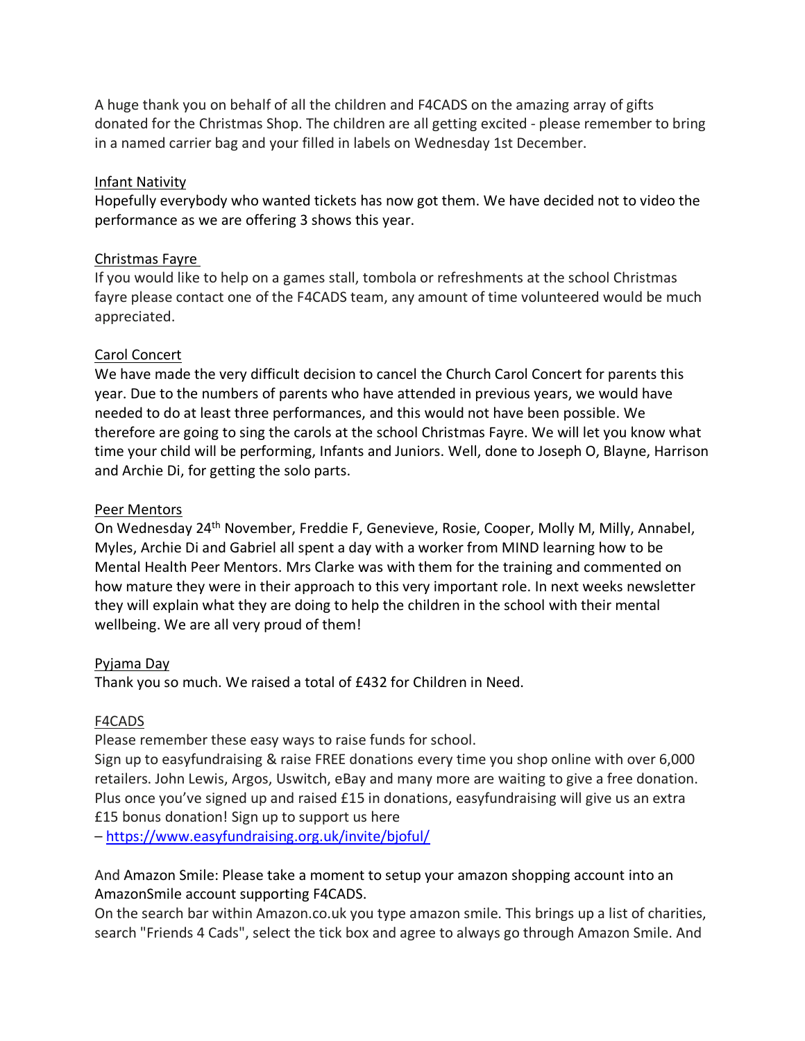A huge thank you on behalf of all the children and F4CADS on the amazing array of gifts donated for the Christmas Shop. The children are all getting excited - please remember to bring in a named carrier bag and your filled in labels on Wednesday 1st December.

## Infant Nativity

Hopefully everybody who wanted tickets has now got them. We have decided not to video the performance as we are offering 3 shows this year.

## Christmas Fayre

If you would like to help on a games stall, tombola or refreshments at the school Christmas fayre please contact one of the F4CADS team, any amount of time volunteered would be much appreciated.

## Carol Concert

We have made the very difficult decision to cancel the Church Carol Concert for parents this year. Due to the numbers of parents who have attended in previous years, we would have needed to do at least three performances, and this would not have been possible. We therefore are going to sing the carols at the school Christmas Fayre. We will let you know what time your child will be performing, Infants and Juniors. Well, done to Joseph O, Blayne, Harrison and Archie Di, for getting the solo parts.

## Peer Mentors

On Wednesday 24th November, Freddie F, Genevieve, Rosie, Cooper, Molly M, Milly, Annabel, Myles, Archie Di and Gabriel all spent a day with a worker from MIND learning how to be Mental Health Peer Mentors. Mrs Clarke was with them for the training and commented on how mature they were in their approach to this very important role. In next weeks newsletter they will explain what they are doing to help the children in the school with their mental wellbeing. We are all very proud of them!

## Pyjama Day

Thank you so much. We raised a total of £432 for Children in Need.

## F4CADS

Please remember these easy ways to raise funds for school.

Sign up to easyfundraising & raise FREE donations every time you shop online with over 6,000 retailers. John Lewis, Argos, Uswitch, eBay and many more are waiting to give a free donation. Plus once you've signed up and raised £15 in donations, easyfundraising will give us an extra £15 bonus donation! Sign up to support us here – https://www.easyfundraising.org.uk/invite/bjoful/

And Amazon Smile: Please take a moment to setup your amazon shopping account into an AmazonSmile account supporting F4CADS.

On the search bar within Amazon.co.uk you type amazon smile. This brings up a list of charities, search "Friends 4 Cads", select the tick box and agree to always go through Amazon Smile. And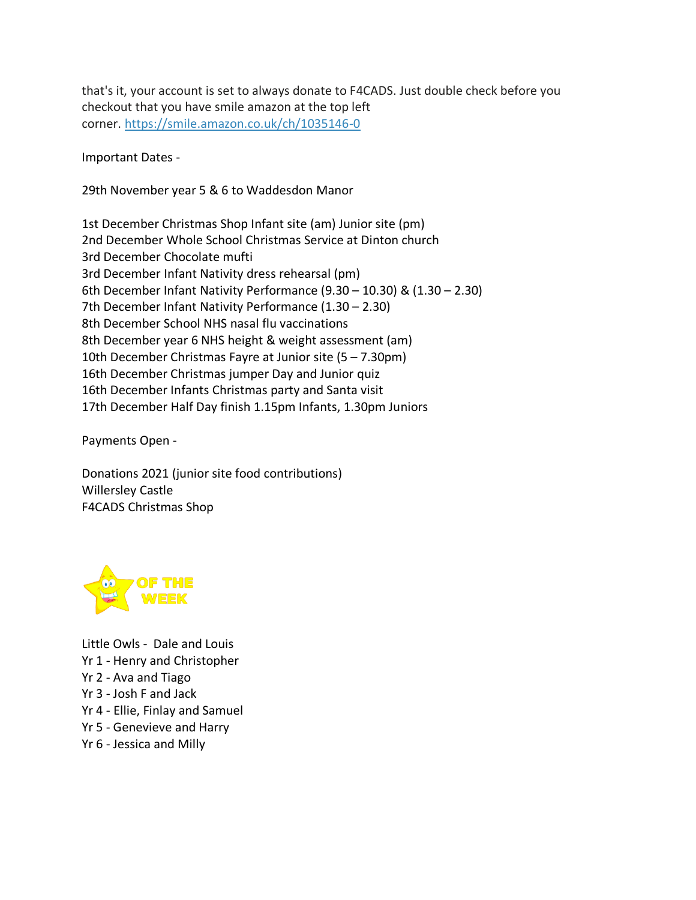that's it, your account is set to always donate to F4CADS. Just double check before you checkout that you have smile amazon at the top left corner. [https://smile.amazon.co.uk/ch/1035146-0](https://smile.amazon.co.uk/ch/1035146-0)

Important Dates -

29th November year 5 & 6 to Waddesdon Manor

1st December Christmas Shop Infant site (am) Junior site (pm)
2nd December Whole School Christmas Service at Dinton church
3rd December Chocolate mufti
3rd December Infant Nativity dress rehearsal (pm)
6th December Infant Nativity Performance (9.30 – 10.30) & (1.30 – 2.30)
7th December Infant Nativity Performance (1.30 – 2.30)
8th December School NHS nasal flu vaccinations
8th December year 6 NHS height & weight assessment (am)
10th December Christmas Fayre at Junior site (5 – 7.30pm)
16th December Christmas jumper Day and Junior quiz
16th December Infants Christmas party and Santa visit
17th December Half Day finish 1.15pm Infants, 1.30pm Juniors

Payments Open -

Donations 2021 (junior site food contributions)
Willersley Castle
F4CADS Christmas Shop

OF THE WEEK

Little Owls - Dale and Louis
Yr 1 - Henry and Christopher
Yr 2 - Ava and Tiago
Yr 3 - Josh F and Jack
Yr 4 - Ellie, Finlay and Samuel
Yr 5 - Genevieve and Harry
Yr 6 - Jessica and Milly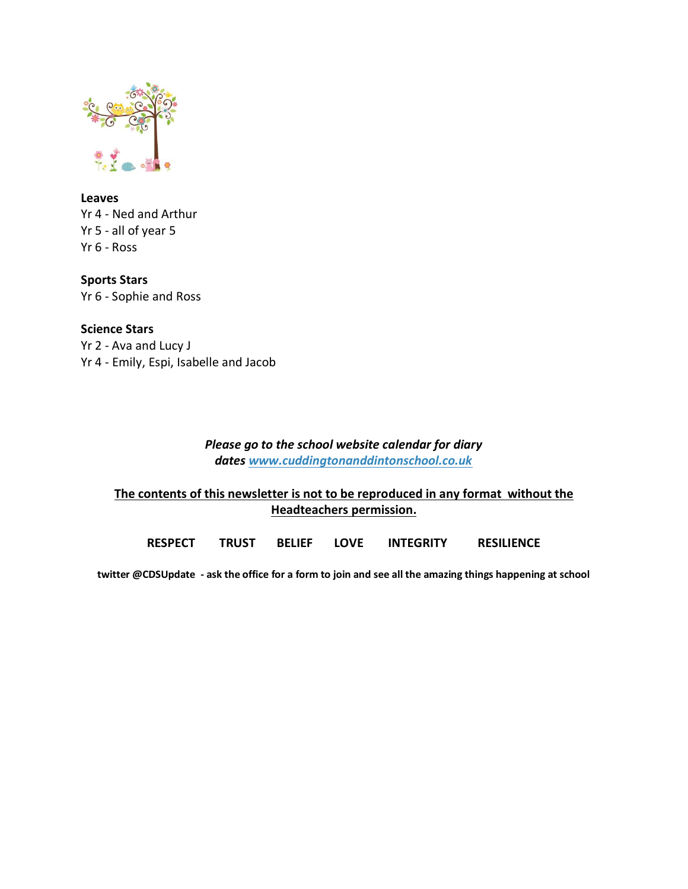**Leaves**
Yr 4 - Ned and Arthur
Yr 5 - all of year 5
Yr 6 - Ross

**Sports Stars**
Yr 6 - Sophie and Ross

**Science Stars**
Yr 2 - Ava and Lucy J
Yr 4 - Emily, Espi, Isabelle and Jacob

***Please go to the school website calendar for diary dates [www.cuddingtonanddintonschool.co.uk](http://www.cuddingtonanddintonschool.co.uk)***

**<u>The contents of this newsletter is not to be reproduced in any format without the Headteachers permission.</u>**

**RESPECT TRUST BELIEF LOVE INTEGRITY RESILIENCE**

**twitter @CDSUpdate - ask the office for a form to join and see all the amazing things happening at school**